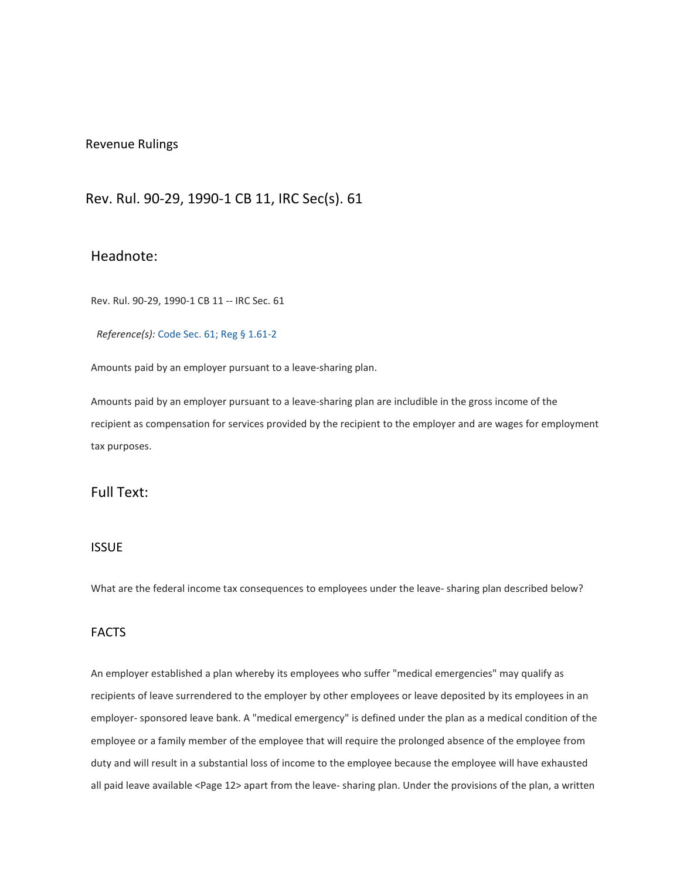Revenue Rulings

# Rev. Rul. 90-29, 1990-1 CB 11, IRC Sec(s). 61

## Headnote:

Rev. Rul. 90-29, 1990-1 CB 11 -- IRC Sec. 61

*Reference(s):* Code Sec. 61; Reg § 1.61-2

Amounts paid by an employer pursuant to a leave-sharing plan.

Amounts paid by an employer pursuant to a leave-sharing plan are includible in the gross income of the recipient as compensation for services provided by the recipient to the employer and are wages for employment tax purposes.

## Full Text:

### ISSUE

What are the federal income tax consequences to employees under the leave- sharing plan described below?

### FACTS

An employer established a plan whereby its employees who suffer "medical emergencies" may qualify as recipients of leave surrendered to the employer by other employees or leave deposited by its employees in an employer- sponsored leave bank. A "medical emergency" is defined under the plan as a medical condition of the employee or a family member of the employee that will require the prolonged absence of the employee from duty and will result in a substantial loss of income to the employee because the employee will have exhausted all paid leave available <Page 12> apart from the leave- sharing plan. Under the provisions of the plan, a written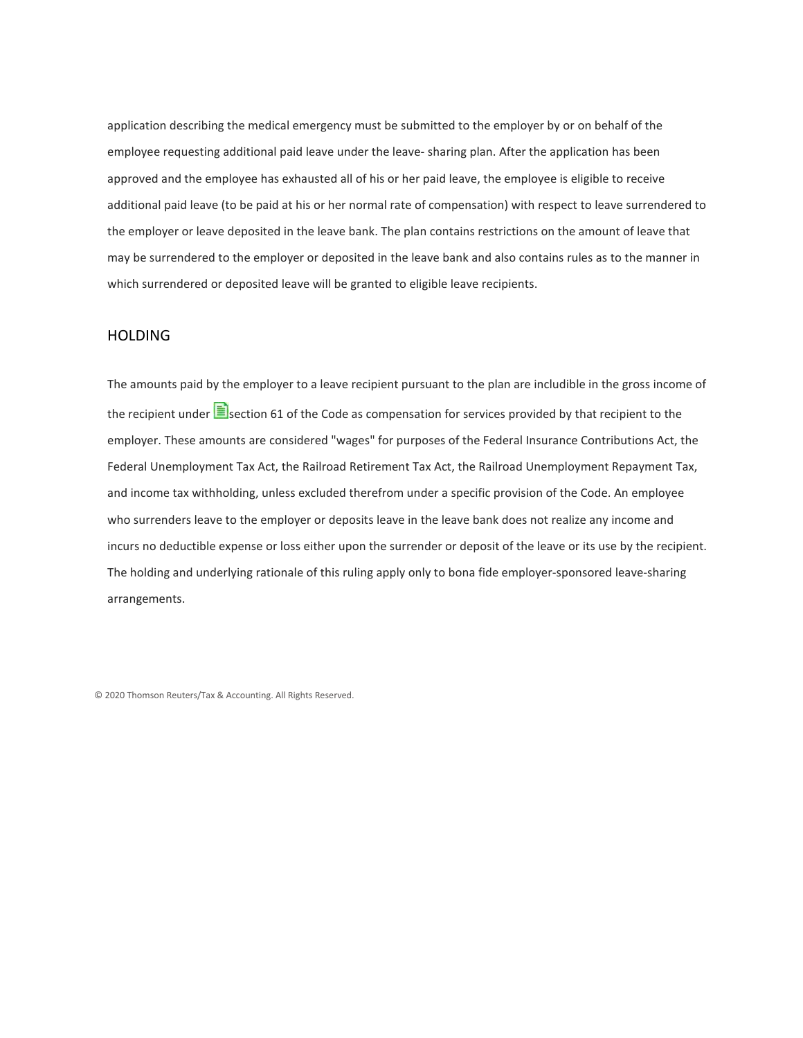application describing the medical emergency must be submitted to the employer by or on behalf of the employee requesting additional paid leave under the leave- sharing plan. After the application has been approved and the employee has exhausted all of his or her paid leave, the employee is eligible to receive additional paid leave (to be paid at his or her normal rate of compensation) with respect to leave surrendered to the employer or leave deposited in the leave bank. The plan contains restrictions on the amount of leave that may be surrendered to the employer or deposited in the leave bank and also contains rules as to the manner in which surrendered or deposited leave will be granted to eligible leave recipients.

## HOLDING

The amounts paid by the employer to a leave recipient pursuant to the plan are includible in the gross income of the recipient under section 61 of the Code as compensation for services provided by that recipient to the employer. These amounts are considered "wages" for purposes of the Federal Insurance Contributions Act, the Federal Unemployment Tax Act, the Railroad Retirement Tax Act, the Railroad Unemployment Repayment Tax, and income tax withholding, unless excluded therefrom under a specific provision of the Code. An employee who surrenders leave to the employer or deposits leave in the leave bank does not realize any income and incurs no deductible expense or loss either upon the surrender or deposit of the leave or its use by the recipient. The holding and underlying rationale of this ruling apply only to bona fide employer-sponsored leave-sharing arrangements.

© 2020 Thomson Reuters/Tax & Accounting. All Rights Reserved.